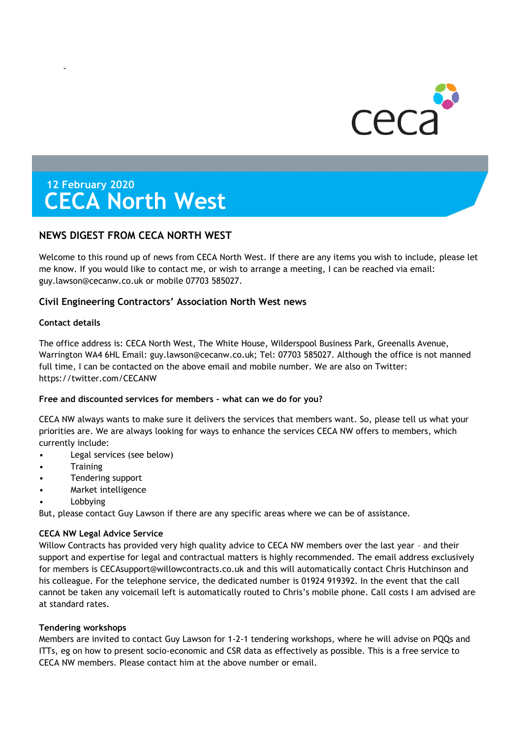ceca

12 February 2020

# CECA North West

## NEWS DIGEST FROM CECA NORTH WEST

Welcome to this round up of news from CECA North West. If there are any items you wish to include, please let me know. If you would like to contact me, or wish to arrange a meeting, I can be reached via email: guy.lawson@cecanw.co.uk or mobile 07703 585027.

### Civil Engineering Contractors' Association North West news

#### Contact details

The office address is: CECA North West, The White House, Wilderspool Business Park, Greenalls Avenue, Warrington WA4 6HL Email: guy.lawson@cecanw.co.uk; Tel: 07703 585027. Although the office is not manned full time, I can be contacted on the above email and mobile number. We are also on Twitter: https://twitter.com/CECANW

#### Free and discounted services for members – what can we do for you?

CECA NW always wants to make sure it delivers the services that members want. So, please tell us what your priorities are. We are always looking for ways to enhance the services CECA NW offers to members, which currently include:

- Legal services (see below)
- Training
- Tendering support
- Market intelligence
- Lobbying

But, please contact Guy Lawson if there are any specific areas where we can be of assistance.

#### CECA NW Legal Advice Service

Willow Contracts has provided very high quality advice to CECA NW members over the last year – and their support and expertise for legal and contractual matters is highly recommended. The email address exclusively for members is CECAsupport@willowcontracts.co.uk and this will automatically contact Chris Hutchinson and his colleague. For the telephone service, the dedicated number is 01924 919392. In the event that the call cannot be taken any voicemail left is automatically routed to Chris's mobile phone. Call costs I am advised are at standard rates.

#### Tendering workshops

Members are invited to contact Guy Lawson for 1-2-1 tendering workshops, where he will advise on PQQs and ITTs, eg on how to present socio-economic and CSR data as effectively as possible. This is a free service to CECA NW members. Please contact him at the above number or email.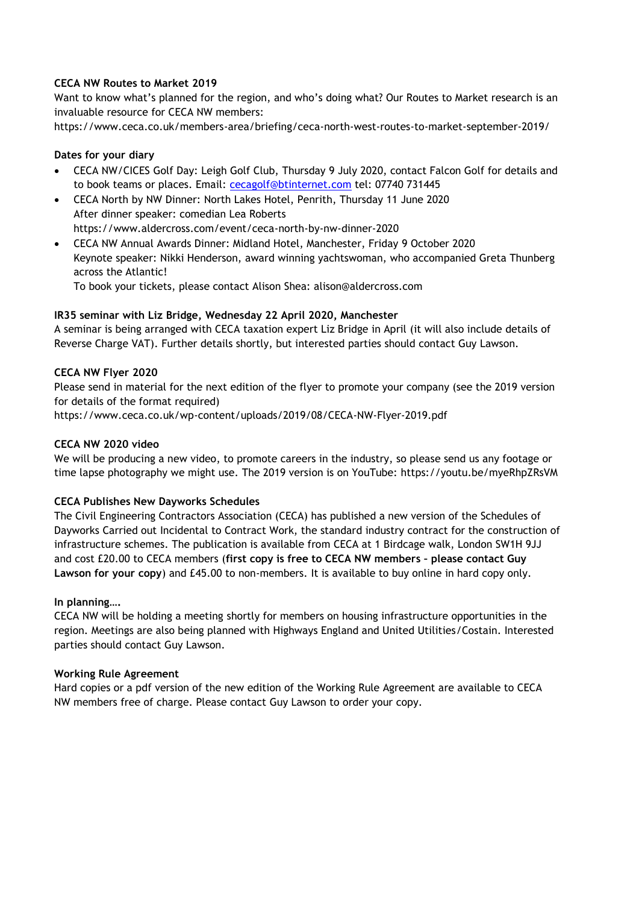**CECA NW Routes to Market 2019**

Want to know what's planned for the region, and who's doing what? Our Routes to Market research is an invaluable resource for CECA NW members:
https://www.ceca.co.uk/members-area/briefing/ceca-north-west-routes-to-market-september-2019/

**Dates for your diary**

- CECA NW/CICES Golf Day: Leigh Golf Club, Thursday 9 July 2020, contact Falcon Golf for details and to book teams or places. Email: cecagolf@btinternet.com tel: 07740 731445
- CECA North by NW Dinner: North Lakes Hotel, Penrith, Thursday 11 June 2020
  After dinner speaker: comedian Lea Roberts
  https://www.aldercross.com/event/ceca-north-by-nw-dinner-2020
- CECA NW Annual Awards Dinner: Midland Hotel, Manchester, Friday 9 October 2020
  Keynote speaker: Nikki Henderson, award winning yachtswoman, who accompanied Greta Thunberg across the Atlantic!
  To book your tickets, please contact Alison Shea: alison@aldercross.com

**IR35 seminar with Liz Bridge, Wednesday 22 April 2020, Manchester**

A seminar is being arranged with CECA taxation expert Liz Bridge in April (it will also include details of Reverse Charge VAT). Further details shortly, but interested parties should contact Guy Lawson.

**CECA NW Flyer 2020**

Please send in material for the next edition of the flyer to promote your company (see the 2019 version for details of the format required)
https://www.ceca.co.uk/wp-content/uploads/2019/08/CECA-NW-Flyer-2019.pdf

**CECA NW 2020 video**

We will be producing a new video, to promote careers in the industry, so please send us any footage or time lapse photography we might use. The 2019 version is on YouTube: https://youtu.be/myeRhpZRsVM

**CECA Publishes New Dayworks Schedules**

The Civil Engineering Contractors Association (CECA) has published a new version of the Schedules of Dayworks Carried out Incidental to Contract Work, the standard industry contract for the construction of infrastructure schemes. The publication is available from CECA at 1 Birdcage walk, London SW1H 9JJ and cost £20.00 to CECA members (**first copy is free to CECA NW members – please contact Guy Lawson for your copy**) and £45.00 to non-members. It is available to buy online in hard copy only.

**In planning….**

CECA NW will be holding a meeting shortly for members on housing infrastructure opportunities in the region. Meetings are also being planned with Highways England and United Utilities/Costain. Interested parties should contact Guy Lawson.

**Working Rule Agreement**

Hard copies or a pdf version of the new edition of the Working Rule Agreement are available to CECA NW members free of charge. Please contact Guy Lawson to order your copy.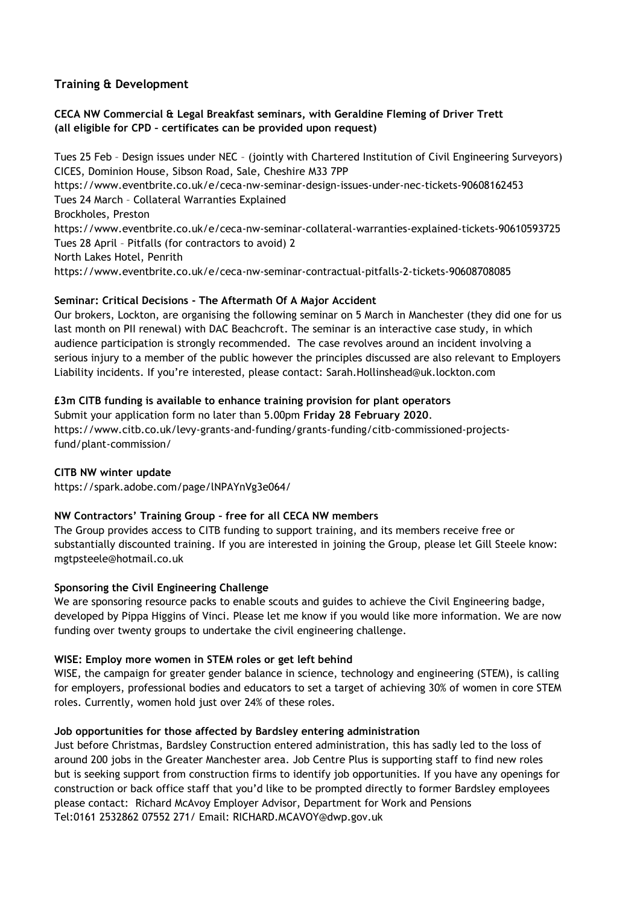## Training & Development

### CECA NW Commercial & Legal Breakfast seminars, with Geraldine Fleming of Driver Trett (all eligible for CPD – certificates can be provided upon request)

Tues 25 Feb – Design issues under NEC – (jointly with Chartered Institution of Civil Engineering Surveyors)
CICES, Dominion House, Sibson Road, Sale, Cheshire M33 7PP
https://www.eventbrite.co.uk/e/ceca-nw-seminar-design-issues-under-nec-tickets-90608162453
Tues 24 March – Collateral Warranties Explained
Brockholes, Preston
https://www.eventbrite.co.uk/e/ceca-nw-seminar-collateral-warranties-explained-tickets-90610593725
Tues 28 April – Pitfalls (for contractors to avoid) 2
North Lakes Hotel, Penrith
https://www.eventbrite.co.uk/e/ceca-nw-seminar-contractual-pitfalls-2-tickets-90608708085

**Seminar: Critical Decisions - The Aftermath Of A Major Accident**

Our brokers, Lockton, are organising the following seminar on 5 March in Manchester (they did one for us last month on PII renewal) with DAC Beachcroft. The seminar is an interactive case study, in which audience participation is strongly recommended. The case revolves around an incident involving a serious injury to a member of the public however the principles discussed are also relevant to Employers Liability incidents. If you're interested, please contact: Sarah.Hollinshead@uk.lockton.com

**£3m CITB funding is available to enhance training provision for plant operators**

Submit your application form no later than 5.00pm **Friday 28 February 2020**.
https://www.citb.co.uk/levy-grants-and-funding/grants-funding/citb-commissioned-projects-fund/plant-commission/

**CITB NW winter update**

https://spark.adobe.com/page/lNPAYnVg3e064/

**NW Contractors' Training Group – free for all CECA NW members**

The Group provides access to CITB funding to support training, and its members receive free or substantially discounted training. If you are interested in joining the Group, please let Gill Steele know: mgtpsteele@hotmail.co.uk

**Sponsoring the Civil Engineering Challenge**

We are sponsoring resource packs to enable scouts and guides to achieve the Civil Engineering badge, developed by Pippa Higgins of Vinci. Please let me know if you would like more information. We are now funding over twenty groups to undertake the civil engineering challenge.

**WISE: Employ more women in STEM roles or get left behind**

WISE, the campaign for greater gender balance in science, technology and engineering (STEM), is calling for employers, professional bodies and educators to set a target of achieving 30% of women in core STEM roles. Currently, women hold just over 24% of these roles.

**Job opportunities for those affected by Bardsley entering administration**

Just before Christmas, Bardsley Construction entered administration, this has sadly led to the loss of around 200 jobs in the Greater Manchester area. Job Centre Plus is supporting staff to find new roles but is seeking support from construction firms to identify job opportunities. If you have any openings for construction or back office staff that you'd like to be prompted directly to former Bardsley employees please contact: Richard McAvoy Employer Advisor, Department for Work and Pensions
Tel:0161 2532862 07552 271/ Email: RICHARD.MCAVOY@dwp.gov.uk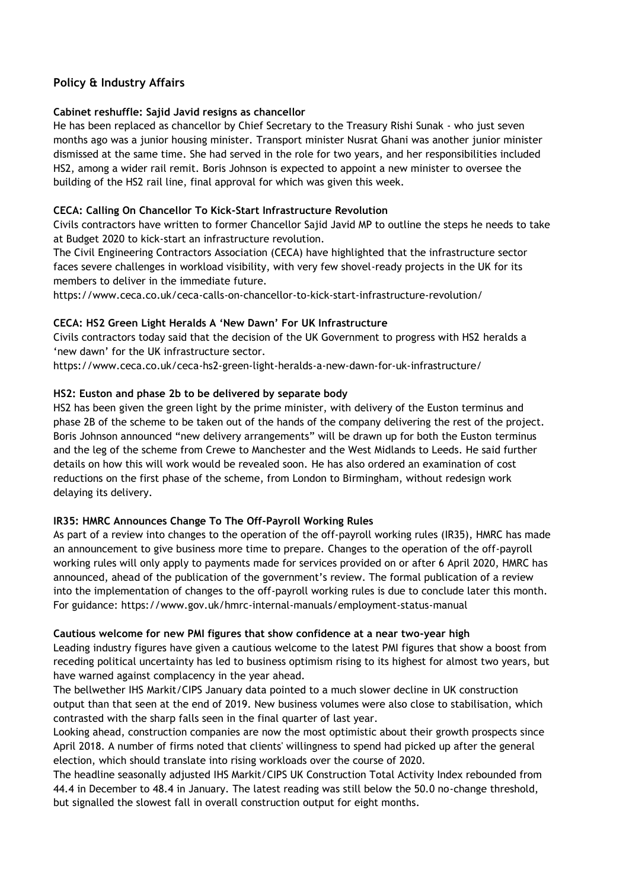## Policy & Industry Affairs

### Cabinet reshuffle: Sajid Javid resigns as chancellor

He has been replaced as chancellor by Chief Secretary to the Treasury Rishi Sunak - who just seven months ago was a junior housing minister. Transport minister Nusrat Ghani was another junior minister dismissed at the same time. She had served in the role for two years, and her responsibilities included HS2, among a wider rail remit. Boris Johnson is expected to appoint a new minister to oversee the building of the HS2 rail line, final approval for which was given this week.

### CECA: Calling On Chancellor To Kick-Start Infrastructure Revolution

Civils contractors have written to former Chancellor Sajid Javid MP to outline the steps he needs to take at Budget 2020 to kick-start an infrastructure revolution.

The Civil Engineering Contractors Association (CECA) have highlighted that the infrastructure sector faces severe challenges in workload visibility, with very few shovel-ready projects in the UK for its members to deliver in the immediate future.

https://www.ceca.co.uk/ceca-calls-on-chancellor-to-kick-start-infrastructure-revolution/

### CECA: HS2 Green Light Heralds A 'New Dawn' For UK Infrastructure

Civils contractors today said that the decision of the UK Government to progress with HS2 heralds a 'new dawn' for the UK infrastructure sector.

https://www.ceca.co.uk/ceca-hs2-green-light-heralds-a-new-dawn-for-uk-infrastructure/

### HS2: Euston and phase 2b to be delivered by separate body

HS2 has been given the green light by the prime minister, with delivery of the Euston terminus and phase 2B of the scheme to be taken out of the hands of the company delivering the rest of the project. Boris Johnson announced "new delivery arrangements" will be drawn up for both the Euston terminus and the leg of the scheme from Crewe to Manchester and the West Midlands to Leeds. He said further details on how this will work would be revealed soon. He has also ordered an examination of cost reductions on the first phase of the scheme, from London to Birmingham, without redesign work delaying its delivery.

### IR35: HMRC Announces Change To The Off-Payroll Working Rules

As part of a review into changes to the operation of the off-payroll working rules (IR35), HMRC has made an announcement to give business more time to prepare. Changes to the operation of the off-payroll working rules will only apply to payments made for services provided on or after 6 April 2020, HMRC has announced, ahead of the publication of the government's review. The formal publication of a review into the implementation of changes to the off-payroll working rules is due to conclude later this month. For guidance: https://www.gov.uk/hmrc-internal-manuals/employment-status-manual

### Cautious welcome for new PMI figures that show confidence at a near two-year high

Leading industry figures have given a cautious welcome to the latest PMI figures that show a boost from receding political uncertainty has led to business optimism rising to its highest for almost two years, but have warned against complacency in the year ahead.

The bellwether IHS Markit/CIPS January data pointed to a much slower decline in UK construction output than that seen at the end of 2019. New business volumes were also close to stabilisation, which contrasted with the sharp falls seen in the final quarter of last year.

Looking ahead, construction companies are now the most optimistic about their growth prospects since April 2018. A number of firms noted that clients' willingness to spend had picked up after the general election, which should translate into rising workloads over the course of 2020.

The headline seasonally adjusted IHS Markit/CIPS UK Construction Total Activity Index rebounded from 44.4 in December to 48.4 in January. The latest reading was still below the 50.0 no-change threshold, but signalled the slowest fall in overall construction output for eight months.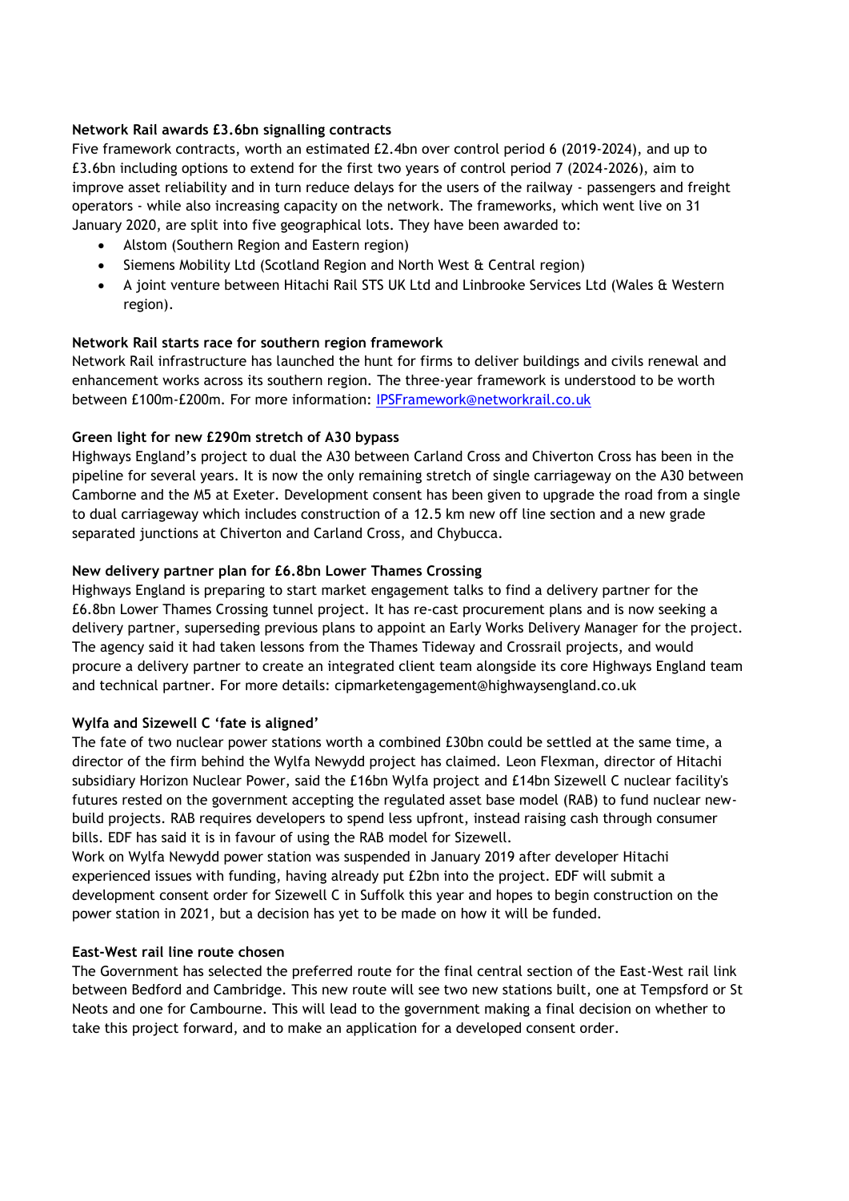**Network Rail awards £3.6bn signalling contracts**

Five framework contracts, worth an estimated £2.4bn over control period 6 (2019-2024), and up to £3.6bn including options to extend for the first two years of control period 7 (2024-2026), aim to improve asset reliability and in turn reduce delays for the users of the railway - passengers and freight operators - while also increasing capacity on the network. The frameworks, which went live on 31 January 2020, are split into five geographical lots. They have been awarded to:

- Alstom (Southern Region and Eastern region)
- Siemens Mobility Ltd (Scotland Region and North West & Central region)
- A joint venture between Hitachi Rail STS UK Ltd and Linbrooke Services Ltd (Wales & Western region).

**Network Rail starts race for southern region framework**

Network Rail infrastructure has launched the hunt for firms to deliver buildings and civils renewal and enhancement works across its southern region. The three-year framework is understood to be worth between £100m-£200m. For more information: IPSFramework@networkrail.co.uk

**Green light for new £290m stretch of A30 bypass**

Highways England's project to dual the A30 between Carland Cross and Chiverton Cross has been in the pipeline for several years. It is now the only remaining stretch of single carriageway on the A30 between Camborne and the M5 at Exeter. Development consent has been given to upgrade the road from a single to dual carriageway which includes construction of a 12.5 km new off line section and a new grade separated junctions at Chiverton and Carland Cross, and Chybucca.

**New delivery partner plan for £6.8bn Lower Thames Crossing**

Highways England is preparing to start market engagement talks to find a delivery partner for the £6.8bn Lower Thames Crossing tunnel project. It has re-cast procurement plans and is now seeking a delivery partner, superseding previous plans to appoint an Early Works Delivery Manager for the project. The agency said it had taken lessons from the Thames Tideway and Crossrail projects, and would procure a delivery partner to create an integrated client team alongside its core Highways England team and technical partner. For more details: cipmarketengagement@highwaysengland.co.uk

**Wylfa and Sizewell C 'fate is aligned'**

The fate of two nuclear power stations worth a combined £30bn could be settled at the same time, a director of the firm behind the Wylfa Newydd project has claimed. Leon Flexman, director of Hitachi subsidiary Horizon Nuclear Power, said the £16bn Wylfa project and £14bn Sizewell C nuclear facility's futures rested on the government accepting the regulated asset base model (RAB) to fund nuclear new-build projects. RAB requires developers to spend less upfront, instead raising cash through consumer bills. EDF has said it is in favour of using the RAB model for Sizewell.

Work on Wylfa Newydd power station was suspended in January 2019 after developer Hitachi experienced issues with funding, having already put £2bn into the project. EDF will submit a development consent order for Sizewell C in Suffolk this year and hopes to begin construction on the power station in 2021, but a decision has yet to be made on how it will be funded.

**East-West rail line route chosen**

The Government has selected the preferred route for the final central section of the East-West rail link between Bedford and Cambridge. This new route will see two new stations built, one at Tempsford or St Neots and one for Cambourne. This will lead to the government making a final decision on whether to take this project forward, and to make an application for a developed consent order.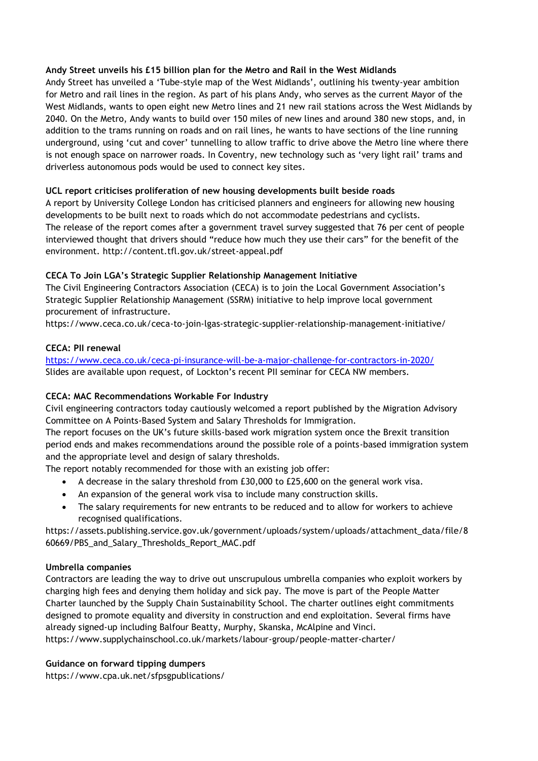**Andy Street unveils his £15 billion plan for the Metro and Rail in the West Midlands**

Andy Street has unveiled a 'Tube-style map of the West Midlands', outlining his twenty-year ambition for Metro and rail lines in the region. As part of his plans Andy, who serves as the current Mayor of the West Midlands, wants to open eight new Metro lines and 21 new rail stations across the West Midlands by 2040. On the Metro, Andy wants to build over 150 miles of new lines and around 380 new stops, and, in addition to the trams running on roads and on rail lines, he wants to have sections of the line running underground, using 'cut and cover' tunnelling to allow traffic to drive above the Metro line where there is not enough space on narrower roads. In Coventry, new technology such as 'very light rail' trams and driverless autonomous pods would be used to connect key sites.

**UCL report criticises proliferation of new housing developments built beside roads**

A report by University College London has criticised planners and engineers for allowing new housing developments to be built next to roads which do not accommodate pedestrians and cyclists.
The release of the report comes after a government travel survey suggested that 76 per cent of people interviewed thought that drivers should "reduce how much they use their cars" for the benefit of the environment. http://content.tfl.gov.uk/street-appeal.pdf

**CECA To Join LGA's Strategic Supplier Relationship Management Initiative**

The Civil Engineering Contractors Association (CECA) is to join the Local Government Association's Strategic Supplier Relationship Management (SSRM) initiative to help improve local government procurement of infrastructure.
https://www.ceca.co.uk/ceca-to-join-lgas-strategic-supplier-relationship-management-initiative/

**CECA: PII renewal**

https://www.ceca.co.uk/ceca-pi-insurance-will-be-a-major-challenge-for-contractors-in-2020/
Slides are available upon request, of Lockton's recent PII seminar for CECA NW members.

**CECA: MAC Recommendations Workable For Industry**

Civil engineering contractors today cautiously welcomed a report published by the Migration Advisory Committee on A Points-Based System and Salary Thresholds for Immigration.
The report focuses on the UK's future skills-based work migration system once the Brexit transition period ends and makes recommendations around the possible role of a points-based immigration system and the appropriate level and design of salary thresholds.
The report notably recommended for those with an existing job offer:

- A decrease in the salary threshold from £30,000 to £25,600 on the general work visa.
- An expansion of the general work visa to include many construction skills.
- The salary requirements for new entrants to be reduced and to allow for workers to achieve recognised qualifications.

https://assets.publishing.service.gov.uk/government/uploads/system/uploads/attachment_data/file/860669/PBS_and_Salary_Thresholds_Report_MAC.pdf

**Umbrella companies**

Contractors are leading the way to drive out unscrupulous umbrella companies who exploit workers by charging high fees and denying them holiday and sick pay. The move is part of the People Matter Charter launched by the Supply Chain Sustainability School. The charter outlines eight commitments designed to promote equality and diversity in construction and end exploitation. Several firms have already signed-up including Balfour Beatty, Murphy, Skanska, McAlpine and Vinci.
https://www.supplychainschool.co.uk/markets/labour-group/people-matter-charter/

**Guidance on forward tipping dumpers**

https://www.cpa.uk.net/sfpsgpublications/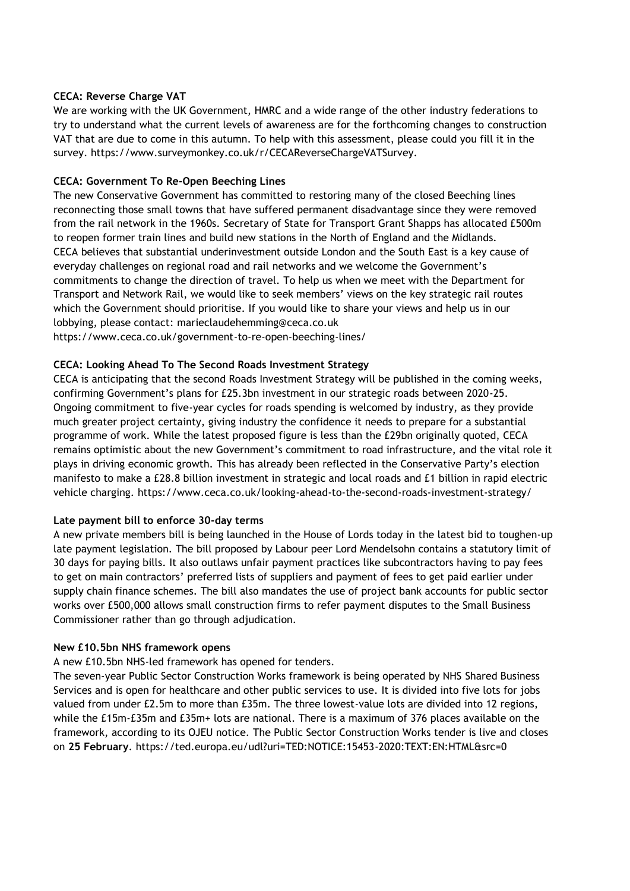**CECA: Reverse Charge VAT**

We are working with the UK Government, HMRC and a wide range of the other industry federations to try to understand what the current levels of awareness are for the forthcoming changes to construction VAT that are due to come in this autumn. To help with this assessment, please could you fill it in the survey. https://www.surveymonkey.co.uk/r/CECAReverseChargeVATSurvey.

**CECA: Government To Re-Open Beeching Lines**

The new Conservative Government has committed to restoring many of the closed Beeching lines reconnecting those small towns that have suffered permanent disadvantage since they were removed from the rail network in the 1960s. Secretary of State for Transport Grant Shapps has allocated £500m to reopen former train lines and build new stations in the North of England and the Midlands. CECA believes that substantial underinvestment outside London and the South East is a key cause of everyday challenges on regional road and rail networks and we welcome the Government's commitments to change the direction of travel. To help us when we meet with the Department for Transport and Network Rail, we would like to seek members' views on the key strategic rail routes which the Government should prioritise. If you would like to share your views and help us in our lobbying, please contact: marieclaudehemming@ceca.co.uk
https://www.ceca.co.uk/government-to-re-open-beeching-lines/

**CECA: Looking Ahead To The Second Roads Investment Strategy**

CECA is anticipating that the second Roads Investment Strategy will be published in the coming weeks, confirming Government's plans for £25.3bn investment in our strategic roads between 2020-25. Ongoing commitment to five-year cycles for roads spending is welcomed by industry, as they provide much greater project certainty, giving industry the confidence it needs to prepare for a substantial programme of work. While the latest proposed figure is less than the £29bn originally quoted, CECA remains optimistic about the new Government's commitment to road infrastructure, and the vital role it plays in driving economic growth. This has already been reflected in the Conservative Party's election manifesto to make a £28.8 billion investment in strategic and local roads and £1 billion in rapid electric vehicle charging. https://www.ceca.co.uk/looking-ahead-to-the-second-roads-investment-strategy/

**Late payment bill to enforce 30-day terms**

A new private members bill is being launched in the House of Lords today in the latest bid to toughen-up late payment legislation. The bill proposed by Labour peer Lord Mendelsohn contains a statutory limit of 30 days for paying bills. It also outlaws unfair payment practices like subcontractors having to pay fees to get on main contractors' preferred lists of suppliers and payment of fees to get paid earlier under supply chain finance schemes. The bill also mandates the use of project bank accounts for public sector works over £500,000 allows small construction firms to refer payment disputes to the Small Business Commissioner rather than go through adjudication.

**New £10.5bn NHS framework opens**

A new £10.5bn NHS-led framework has opened for tenders.

The seven-year Public Sector Construction Works framework is being operated by NHS Shared Business Services and is open for healthcare and other public services to use. It is divided into five lots for jobs valued from under £2.5m to more than £35m. The three lowest-value lots are divided into 12 regions, while the £15m-£35m and £35m+ lots are national. There is a maximum of 376 places available on the framework, according to its OJEU notice. The Public Sector Construction Works tender is live and closes on **25 February**. https://ted.europa.eu/udl?uri=TED:NOTICE:15453-2020:TEXT:EN:HTML&src=0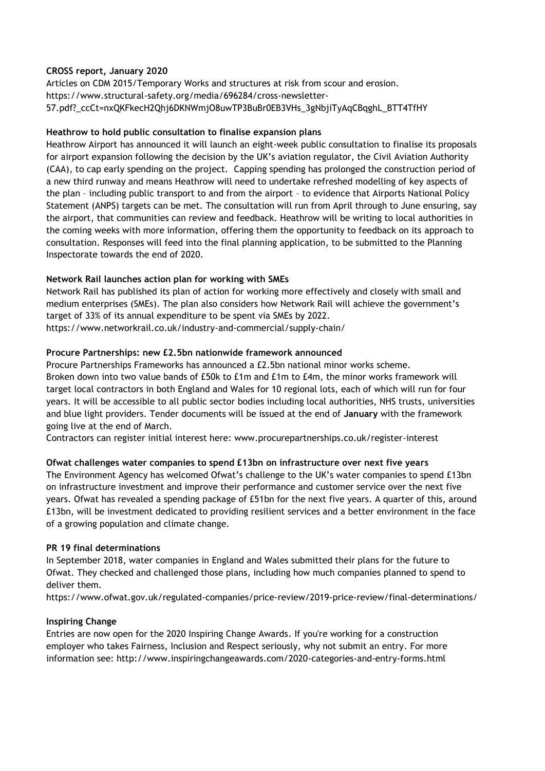**CROSS report, January 2020**

Articles on CDM 2015/Temporary Works and structures at risk from scour and erosion.
https://www.structural-safety.org/media/696284/cross-newsletter-57.pdf?_ccCt=nxQKFkecH2Qhj6DKNWmjO8uwTP3BuBr0EB3VHs_3gNbjiTyAqCBqghL_BTT4TfHY

**Heathrow to hold public consultation to finalise expansion plans**

Heathrow Airport has announced it will launch an eight-week public consultation to finalise its proposals for airport expansion following the decision by the UK's aviation regulator, the Civil Aviation Authority (CAA), to cap early spending on the project. Capping spending has prolonged the construction period of a new third runway and means Heathrow will need to undertake refreshed modelling of key aspects of the plan – including public transport to and from the airport – to evidence that Airports National Policy Statement (ANPS) targets can be met. The consultation will run from April through to June ensuring, say the airport, that communities can review and feedback. Heathrow will be writing to local authorities in the coming weeks with more information, offering them the opportunity to feedback on its approach to consultation. Responses will feed into the final planning application, to be submitted to the Planning Inspectorate towards the end of 2020.

**Network Rail launches action plan for working with SMEs**

Network Rail has published its plan of action for working more effectively and closely with small and medium enterprises (SMEs). The plan also considers how Network Rail will achieve the government's target of 33% of its annual expenditure to be spent via SMEs by 2022.
https://www.networkrail.co.uk/industry-and-commercial/supply-chain/

**Procure Partnerships: new £2.5bn nationwide framework announced**

Procure Partnerships Frameworks has announced a £2.5bn national minor works scheme.
Broken down into two value bands of £50k to £1m and £1m to £4m, the minor works framework will target local contractors in both England and Wales for 10 regional lots, each of which will run for four years. It will be accessible to all public sector bodies including local authorities, NHS trusts, universities and blue light providers. Tender documents will be issued at the end of **January** with the framework going live at the end of March.
Contractors can register initial interest here: www.procurepartnerships.co.uk/register-interest

**Ofwat challenges water companies to spend £13bn on infrastructure over next five years**

The Environment Agency has welcomed Ofwat's challenge to the UK's water companies to spend £13bn on infrastructure investment and improve their performance and customer service over the next five years. Ofwat has revealed a spending package of £51bn for the next five years. A quarter of this, around £13bn, will be investment dedicated to providing resilient services and a better environment in the face of a growing population and climate change.

**PR 19 final determinations**

In September 2018, water companies in England and Wales submitted their plans for the future to Ofwat. They checked and challenged those plans, including how much companies planned to spend to deliver them.
https://www.ofwat.gov.uk/regulated-companies/price-review/2019-price-review/final-determinations/

**Inspiring Change**

Entries are now open for the 2020 Inspiring Change Awards. If you're working for a construction employer who takes Fairness, Inclusion and Respect seriously, why not submit an entry. For more information see: http://www.inspiringchangeawards.com/2020-categories-and-entry-forms.html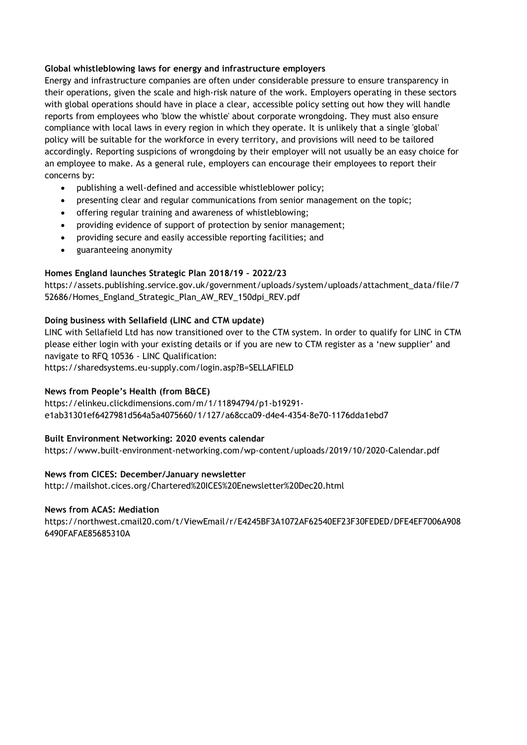**Global whistleblowing laws for energy and infrastructure employers**

Energy and infrastructure companies are often under considerable pressure to ensure transparency in their operations, given the scale and high-risk nature of the work. Employers operating in these sectors with global operations should have in place a clear, accessible policy setting out how they will handle reports from employees who 'blow the whistle' about corporate wrongdoing. They must also ensure compliance with local laws in every region in which they operate. It is unlikely that a single 'global' policy will be suitable for the workforce in every territory, and provisions will need to be tailored accordingly. Reporting suspicions of wrongdoing by their employer will not usually be an easy choice for an employee to make. As a general rule, employers can encourage their employees to report their concerns by:

- publishing a well-defined and accessible whistleblower policy;
- presenting clear and regular communications from senior management on the topic;
- offering regular training and awareness of whistleblowing;
- providing evidence of support of protection by senior management;
- providing secure and easily accessible reporting facilities; and
- guaranteeing anonymity

**Homes England launches Strategic Plan 2018/19 – 2022/23**

https://assets.publishing.service.gov.uk/government/uploads/system/uploads/attachment_data/file/752686/Homes_England_Strategic_Plan_AW_REV_150dpi_REV.pdf

**Doing business with Sellafield (LINC and CTM update)**

LINC with Sellafield Ltd has now transitioned over to the CTM system. In order to qualify for LINC in CTM please either login with your existing details or if you are new to CTM register as a 'new supplier' and navigate to RFQ 10536 - LINC Qualification:
https://sharedsystems.eu-supply.com/login.asp?B=SELLAFIELD

**News from People's Health (from B&CE)**

https://elinkeu.clickdimensions.com/m/1/11894794/p1-b19291-e1ab31301ef6427981d564a5a4075660/1/127/a68cca09-d4e4-4354-8e70-1176dda1ebd7

**Built Environment Networking: 2020 events calendar**

https://www.built-environment-networking.com/wp-content/uploads/2019/10/2020-Calendar.pdf

**News from CICES: December/January newsletter**

http://mailshot.cices.org/Chartered%20ICES%20Enewsletter%20Dec20.html

**News from ACAS: Mediation**

https://northwest.cmail20.com/t/ViewEmail/r/E4245BF3A1072AF62540EF23F30FEDED/DFE4EF7006A9086490FAFAE85685310A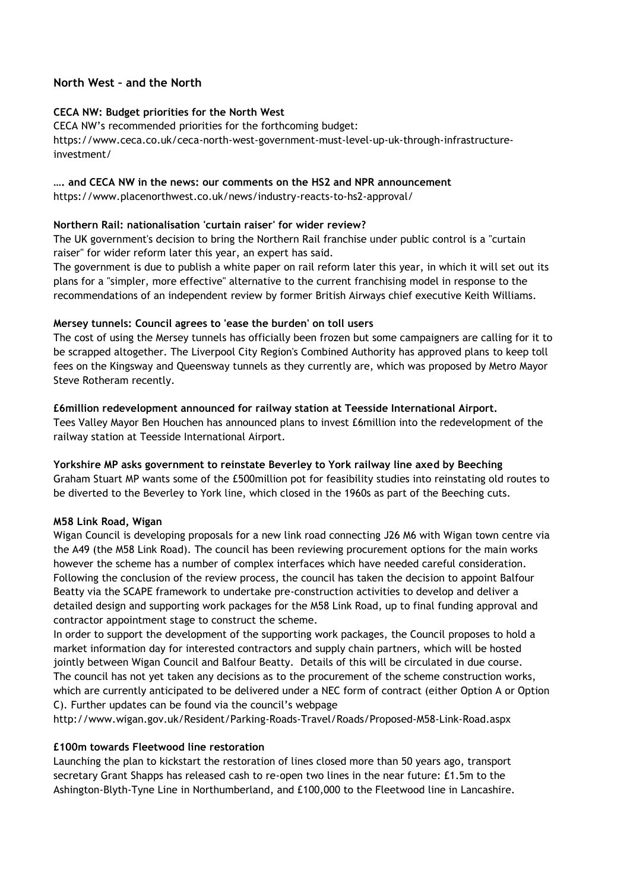## North West – and the North

**CECA NW: Budget priorities for the North West**

CECA NW's recommended priorities for the forthcoming budget:
https://www.ceca.co.uk/ceca-north-west-government-must-level-up-uk-through-infrastructure-investment/

**…. and CECA NW in the news: our comments on the HS2 and NPR announcement**

https://www.placenorthwest.co.uk/news/industry-reacts-to-hs2-approval/

**Northern Rail: nationalisation 'curtain raiser' for wider review?**

The UK government's decision to bring the Northern Rail franchise under public control is a "curtain raiser" for wider reform later this year, an expert has said.
The government is due to publish a white paper on rail reform later this year, in which it will set out its plans for a "simpler, more effective" alternative to the current franchising model in response to the recommendations of an independent review by former British Airways chief executive Keith Williams.

**Mersey tunnels: Council agrees to 'ease the burden' on toll users**

The cost of using the Mersey tunnels has officially been frozen but some campaigners are calling for it to be scrapped altogether. The Liverpool City Region's Combined Authority has approved plans to keep toll fees on the Kingsway and Queensway tunnels as they currently are, which was proposed by Metro Mayor Steve Rotheram recently.

**£6million redevelopment announced for railway station at Teesside International Airport.**

Tees Valley Mayor Ben Houchen has announced plans to invest £6million into the redevelopment of the railway station at Teesside International Airport.

**Yorkshire MP asks government to reinstate Beverley to York railway line axed by Beeching**

Graham Stuart MP wants some of the £500million pot for feasibility studies into reinstating old routes to be diverted to the Beverley to York line, which closed in the 1960s as part of the Beeching cuts.

**M58 Link Road, Wigan**

Wigan Council is developing proposals for a new link road connecting J26 M6 with Wigan town centre via the A49 (the M58 Link Road). The council has been reviewing procurement options for the main works however the scheme has a number of complex interfaces which have needed careful consideration. Following the conclusion of the review process, the council has taken the decision to appoint Balfour Beatty via the SCAPE framework to undertake pre-construction activities to develop and deliver a detailed design and supporting work packages for the M58 Link Road, up to final funding approval and contractor appointment stage to construct the scheme.
In order to support the development of the supporting work packages, the Council proposes to hold a market information day for interested contractors and supply chain partners, which will be hosted jointly between Wigan Council and Balfour Beatty. Details of this will be circulated in due course.
The council has not yet taken any decisions as to the procurement of the scheme construction works, which are currently anticipated to be delivered under a NEC form of contract (either Option A or Option C). Further updates can be found via the council's webpage
http://www.wigan.gov.uk/Resident/Parking-Roads-Travel/Roads/Proposed-M58-Link-Road.aspx

**£100m towards Fleetwood line restoration**

Launching the plan to kickstart the restoration of lines closed more than 50 years ago, transport secretary Grant Shapps has released cash to re-open two lines in the near future: £1.5m to the Ashington-Blyth-Tyne Line in Northumberland, and £100,000 to the Fleetwood line in Lancashire.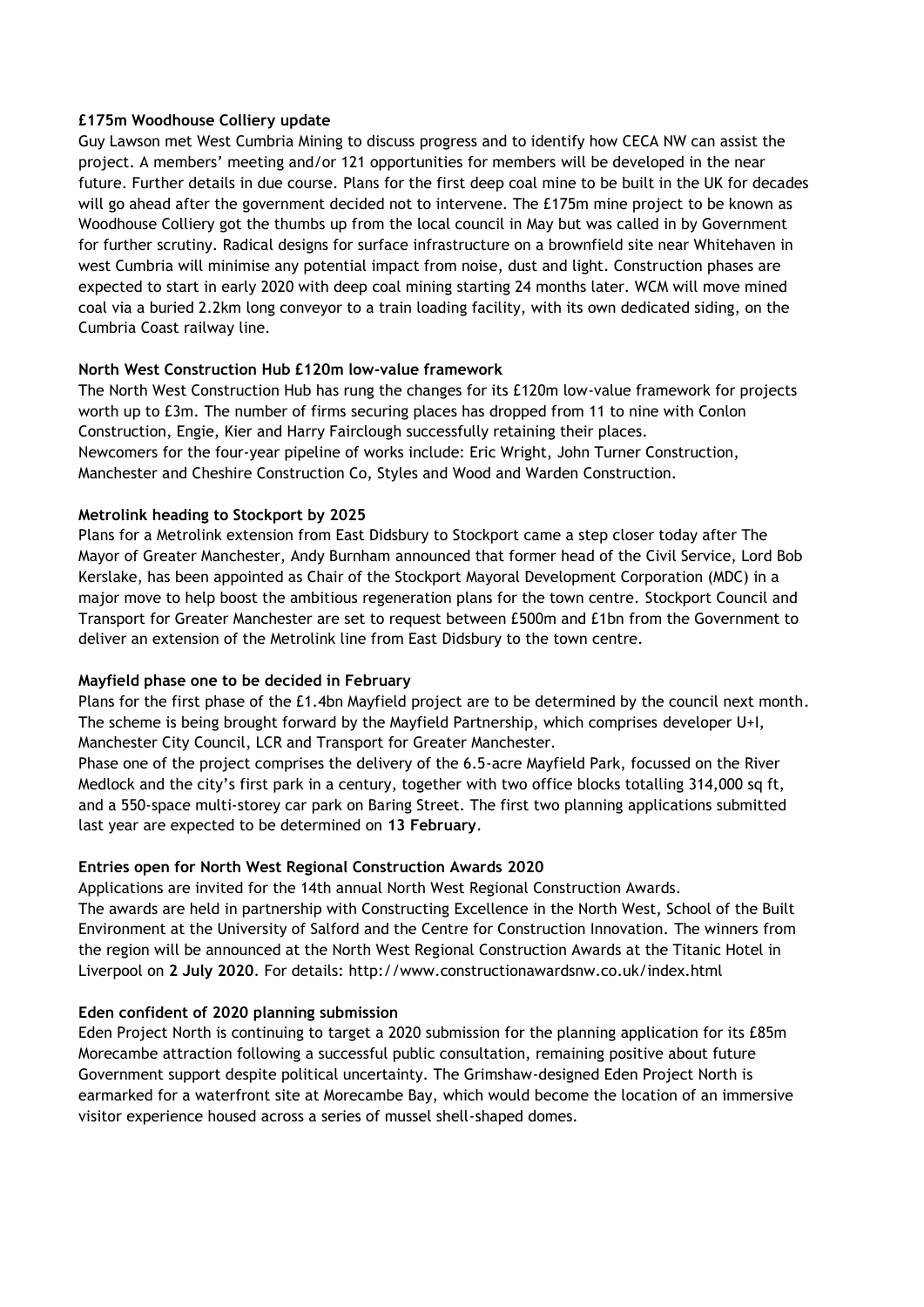**£175m Woodhouse Colliery update**

Guy Lawson met West Cumbria Mining to discuss progress and to identify how CECA NW can assist the project. A members' meeting and/or 121 opportunities for members will be developed in the near future. Further details in due course. Plans for the first deep coal mine to be built in the UK for decades will go ahead after the government decided not to intervene. The £175m mine project to be known as Woodhouse Colliery got the thumbs up from the local council in May but was called in by Government for further scrutiny. Radical designs for surface infrastructure on a brownfield site near Whitehaven in west Cumbria will minimise any potential impact from noise, dust and light. Construction phases are expected to start in early 2020 with deep coal mining starting 24 months later. WCM will move mined coal via a buried 2.2km long conveyor to a train loading facility, with its own dedicated siding, on the Cumbria Coast railway line.

**North West Construction Hub £120m low-value framework**

The North West Construction Hub has rung the changes for its £120m low-value framework for projects worth up to £3m. The number of firms securing places has dropped from 11 to nine with Conlon Construction, Engie, Kier and Harry Fairclough successfully retaining their places.
Newcomers for the four-year pipeline of works include: Eric Wright, John Turner Construction, Manchester and Cheshire Construction Co, Styles and Wood and Warden Construction.

**Metrolink heading to Stockport by 2025**

Plans for a Metrolink extension from East Didsbury to Stockport came a step closer today after The Mayor of Greater Manchester, Andy Burnham announced that former head of the Civil Service, Lord Bob Kerslake, has been appointed as Chair of the Stockport Mayoral Development Corporation (MDC) in a major move to help boost the ambitious regeneration plans for the town centre. Stockport Council and Transport for Greater Manchester are set to request between £500m and £1bn from the Government to deliver an extension of the Metrolink line from East Didsbury to the town centre.

**Mayfield phase one to be decided in February**

Plans for the first phase of the £1.4bn Mayfield project are to be determined by the council next month. The scheme is being brought forward by the Mayfield Partnership, which comprises developer U+I, Manchester City Council, LCR and Transport for Greater Manchester.

Phase one of the project comprises the delivery of the 6.5-acre Mayfield Park, focussed on the River Medlock and the city's first park in a century, together with two office blocks totalling 314,000 sq ft, and a 550-space multi-storey car park on Baring Street. The first two planning applications submitted last year are expected to be determined on **13 February**.

**Entries open for North West Regional Construction Awards 2020**

Applications are invited for the 14th annual North West Regional Construction Awards.
The awards are held in partnership with Constructing Excellence in the North West, School of the Built Environment at the University of Salford and the Centre for Construction Innovation. The winners from the region will be announced at the North West Regional Construction Awards at the Titanic Hotel in Liverpool on **2 July 2020**. For details: http://www.constructionawardsnw.co.uk/index.html

**Eden confident of 2020 planning submission**

Eden Project North is continuing to target a 2020 submission for the planning application for its £85m Morecambe attraction following a successful public consultation, remaining positive about future Government support despite political uncertainty. The Grimshaw-designed Eden Project North is earmarked for a waterfront site at Morecambe Bay, which would become the location of an immersive visitor experience housed across a series of mussel shell-shaped domes.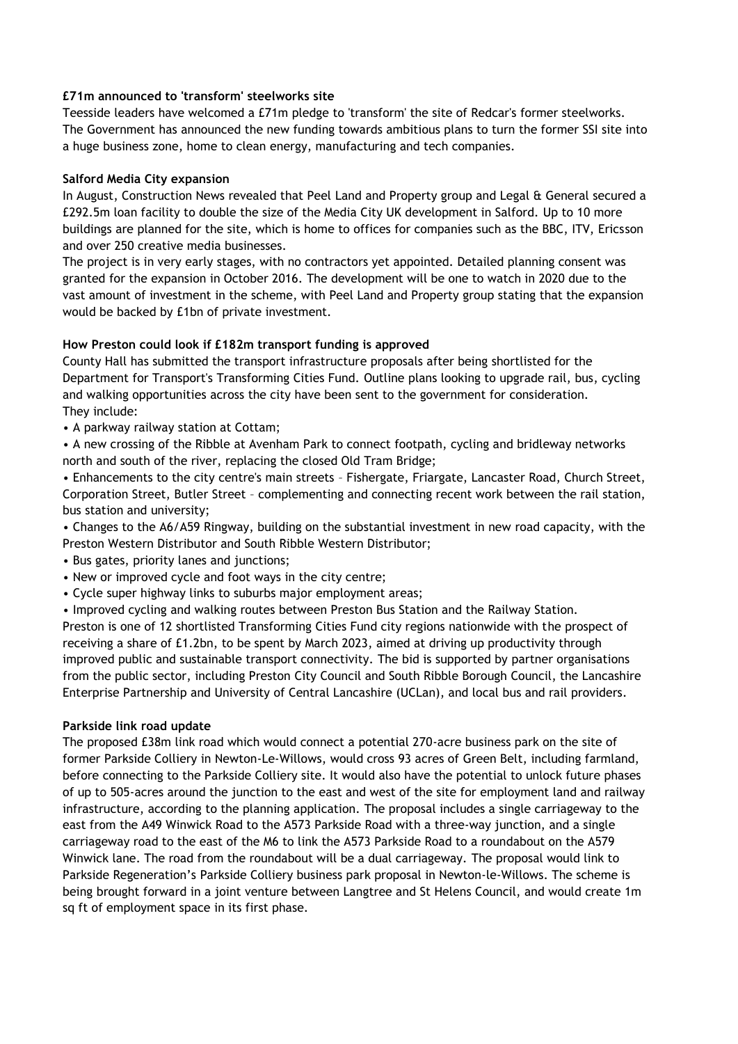**£71m announced to 'transform' steelworks site**

Teesside leaders have welcomed a £71m pledge to 'transform' the site of Redcar's former steelworks. The Government has announced the new funding towards ambitious plans to turn the former SSI site into a huge business zone, home to clean energy, manufacturing and tech companies.

**Salford Media City expansion**

In August, Construction News revealed that Peel Land and Property group and Legal & General secured a £292.5m loan facility to double the size of the Media City UK development in Salford. Up to 10 more buildings are planned for the site, which is home to offices for companies such as the BBC, ITV, Ericsson and over 250 creative media businesses.

The project is in very early stages, with no contractors yet appointed. Detailed planning consent was granted for the expansion in October 2016. The development will be one to watch in 2020 due to the vast amount of investment in the scheme, with Peel Land and Property group stating that the expansion would be backed by £1bn of private investment.

**How Preston could look if £182m transport funding is approved**

County Hall has submitted the transport infrastructure proposals after being shortlisted for the Department for Transport's Transforming Cities Fund. Outline plans looking to upgrade rail, bus, cycling and walking opportunities across the city have been sent to the government for consideration.
They include:

- A parkway railway station at Cottam;
- A new crossing of the Ribble at Avenham Park to connect footpath, cycling and bridleway networks north and south of the river, replacing the closed Old Tram Bridge;
- Enhancements to the city centre's main streets – Fishergate, Friargate, Lancaster Road, Church Street, Corporation Street, Butler Street – complementing and connecting recent work between the rail station, bus station and university;
- Changes to the A6/A59 Ringway, building on the substantial investment in new road capacity, with the Preston Western Distributor and South Ribble Western Distributor;
- Bus gates, priority lanes and junctions;
- New or improved cycle and foot ways in the city centre;
- Cycle super highway links to suburbs major employment areas;
- Improved cycling and walking routes between Preston Bus Station and the Railway Station.

Preston is one of 12 shortlisted Transforming Cities Fund city regions nationwide with the prospect of receiving a share of £1.2bn, to be spent by March 2023, aimed at driving up productivity through improved public and sustainable transport connectivity. The bid is supported by partner organisations from the public sector, including Preston City Council and South Ribble Borough Council, the Lancashire Enterprise Partnership and University of Central Lancashire (UCLan), and local bus and rail providers.

**Parkside link road update**

The proposed £38m link road which would connect a potential 270-acre business park on the site of former Parkside Colliery in Newton-Le-Willows, would cross 93 acres of Green Belt, including farmland, before connecting to the Parkside Colliery site. It would also have the potential to unlock future phases of up to 505-acres around the junction to the east and west of the site for employment land and railway infrastructure, according to the planning application. The proposal includes a single carriageway to the east from the A49 Winwick Road to the A573 Parkside Road with a three-way junction, and a single carriageway road to the east of the M6 to link the A573 Parkside Road to a roundabout on the A579 Winwick lane. The road from the roundabout will be a dual carriageway. The proposal would link to Parkside Regeneration's Parkside Colliery business park proposal in Newton-le-Willows. The scheme is being brought forward in a joint venture between Langtree and St Helens Council, and would create 1m sq ft of employment space in its first phase.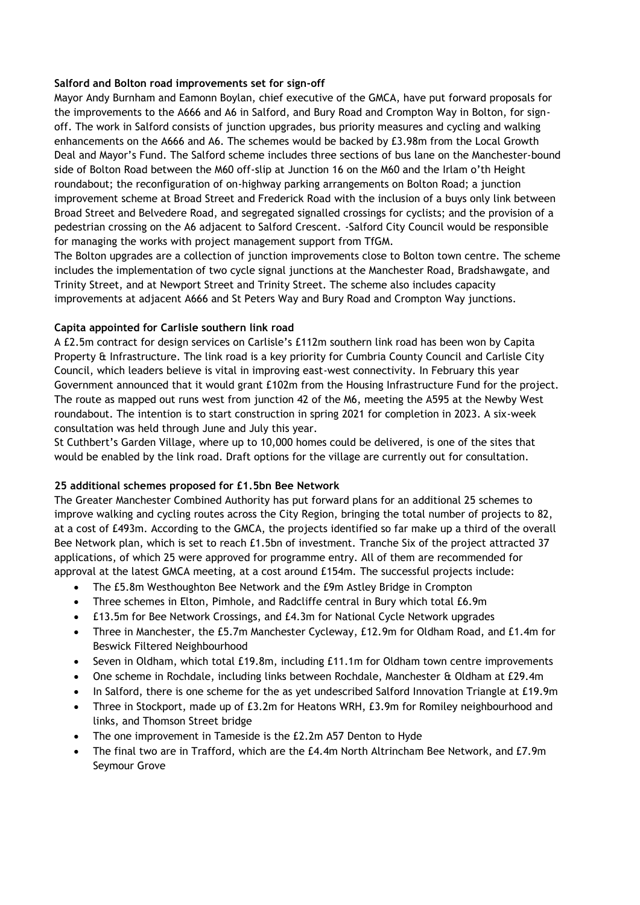**Salford and Bolton road improvements set for sign-off**

Mayor Andy Burnham and Eamonn Boylan, chief executive of the GMCA, have put forward proposals for the improvements to the A666 and A6 in Salford, and Bury Road and Crompton Way in Bolton, for sign-off. The work in Salford consists of junction upgrades, bus priority measures and cycling and walking enhancements on the A666 and A6. The schemes would be backed by £3.98m from the Local Growth Deal and Mayor's Fund. The Salford scheme includes three sections of bus lane on the Manchester-bound side of Bolton Road between the M60 off-slip at Junction 16 on the M60 and the Irlam o'th Height roundabout; the reconfiguration of on-highway parking arrangements on Bolton Road; a junction improvement scheme at Broad Street and Frederick Road with the inclusion of a buys only link between Broad Street and Belvedere Road, and segregated signalled crossings for cyclists; and the provision of a pedestrian crossing on the A6 adjacent to Salford Crescent. -Salford City Council would be responsible for managing the works with project management support from TfGM.

The Bolton upgrades are a collection of junction improvements close to Bolton town centre. The scheme includes the implementation of two cycle signal junctions at the Manchester Road, Bradshawgate, and Trinity Street, and at Newport Street and Trinity Street. The scheme also includes capacity improvements at adjacent A666 and St Peters Way and Bury Road and Crompton Way junctions.

**Capita appointed for Carlisle southern link road**

A £2.5m contract for design services on Carlisle's £112m southern link road has been won by Capita Property & Infrastructure. The link road is a key priority for Cumbria County Council and Carlisle City Council, which leaders believe is vital in improving east-west connectivity. In February this year Government announced that it would grant £102m from the Housing Infrastructure Fund for the project. The route as mapped out runs west from junction 42 of the M6, meeting the A595 at the Newby West roundabout. The intention is to start construction in spring 2021 for completion in 2023. A six-week consultation was held through June and July this year.

St Cuthbert's Garden Village, where up to 10,000 homes could be delivered, is one of the sites that would be enabled by the link road. Draft options for the village are currently out for consultation.

**25 additional schemes proposed for £1.5bn Bee Network**

The Greater Manchester Combined Authority has put forward plans for an additional 25 schemes to improve walking and cycling routes across the City Region, bringing the total number of projects to 82, at a cost of £493m. According to the GMCA, the projects identified so far make up a third of the overall Bee Network plan, which is set to reach £1.5bn of investment. Tranche Six of the project attracted 37 applications, of which 25 were approved for programme entry. All of them are recommended for approval at the latest GMCA meeting, at a cost around £154m. The successful projects include:

- The £5.8m Westhoughton Bee Network and the £9m Astley Bridge in Crompton
- Three schemes in Elton, Pimhole, and Radcliffe central in Bury which total £6.9m
- £13.5m for Bee Network Crossings, and £4.3m for National Cycle Network upgrades
- Three in Manchester, the £5.7m Manchester Cycleway, £12.9m for Oldham Road, and £1.4m for Beswick Filtered Neighbourhood
- Seven in Oldham, which total £19.8m, including £11.1m for Oldham town centre improvements
- One scheme in Rochdale, including links between Rochdale, Manchester & Oldham at £29.4m
- In Salford, there is one scheme for the as yet undescribed Salford Innovation Triangle at £19.9m
- Three in Stockport, made up of £3.2m for Heatons WRH, £3.9m for Romiley neighbourhood and links, and Thomson Street bridge
- The one improvement in Tameside is the £2.2m A57 Denton to Hyde
- The final two are in Trafford, which are the £4.4m North Altrincham Bee Network, and £7.9m Seymour Grove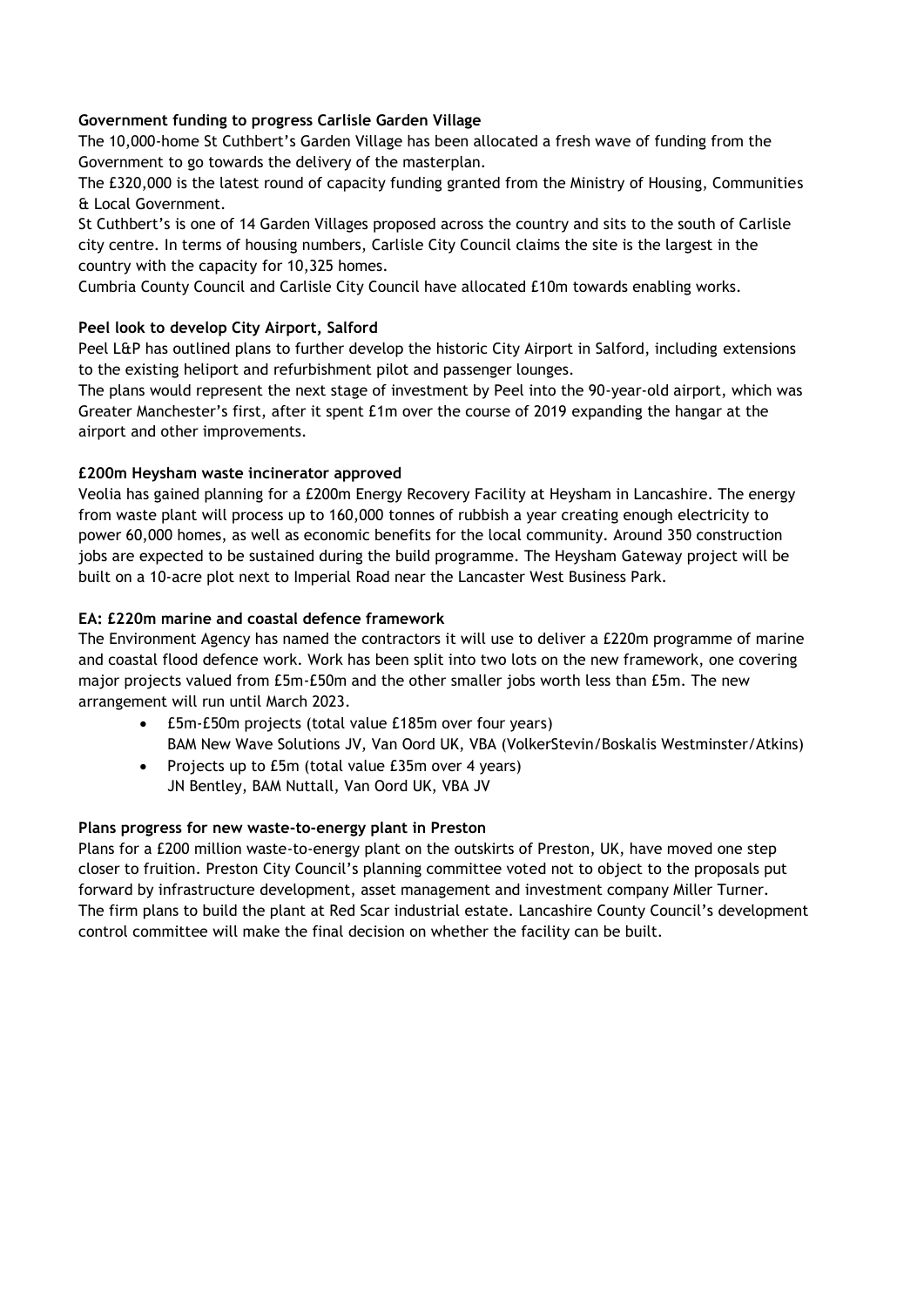**Government funding to progress Carlisle Garden Village**

The 10,000-home St Cuthbert's Garden Village has been allocated a fresh wave of funding from the Government to go towards the delivery of the masterplan.

The £320,000 is the latest round of capacity funding granted from the Ministry of Housing, Communities & Local Government.

St Cuthbert's is one of 14 Garden Villages proposed across the country and sits to the south of Carlisle city centre. In terms of housing numbers, Carlisle City Council claims the site is the largest in the country with the capacity for 10,325 homes.

Cumbria County Council and Carlisle City Council have allocated £10m towards enabling works.

**Peel look to develop City Airport, Salford**

Peel L&P has outlined plans to further develop the historic City Airport in Salford, including extensions to the existing heliport and refurbishment pilot and passenger lounges.

The plans would represent the next stage of investment by Peel into the 90-year-old airport, which was Greater Manchester's first, after it spent £1m over the course of 2019 expanding the hangar at the airport and other improvements.

**£200m Heysham waste incinerator approved**

Veolia has gained planning for a £200m Energy Recovery Facility at Heysham in Lancashire. The energy from waste plant will process up to 160,000 tonnes of rubbish a year creating enough electricity to power 60,000 homes, as well as economic benefits for the local community. Around 350 construction jobs are expected to be sustained during the build programme. The Heysham Gateway project will be built on a 10-acre plot next to Imperial Road near the Lancaster West Business Park.

**EA: £220m marine and coastal defence framework**

The Environment Agency has named the contractors it will use to deliver a £220m programme of marine and coastal flood defence work. Work has been split into two lots on the new framework, one covering major projects valued from £5m-£50m and the other smaller jobs worth less than £5m. The new arrangement will run until March 2023.

- £5m-£50m projects (total value £185m over four years)
  BAM New Wave Solutions JV, Van Oord UK, VBA (VolkerStevin/Boskalis Westminster/Atkins)
- Projects up to £5m (total value £35m over 4 years)
  JN Bentley, BAM Nuttall, Van Oord UK, VBA JV

**Plans progress for new waste-to-energy plant in Preston**

Plans for a £200 million waste-to-energy plant on the outskirts of Preston, UK, have moved one step closer to fruition. Preston City Council's planning committee voted not to object to the proposals put forward by infrastructure development, asset management and investment company Miller Turner. The firm plans to build the plant at Red Scar industrial estate. Lancashire County Council's development control committee will make the final decision on whether the facility can be built.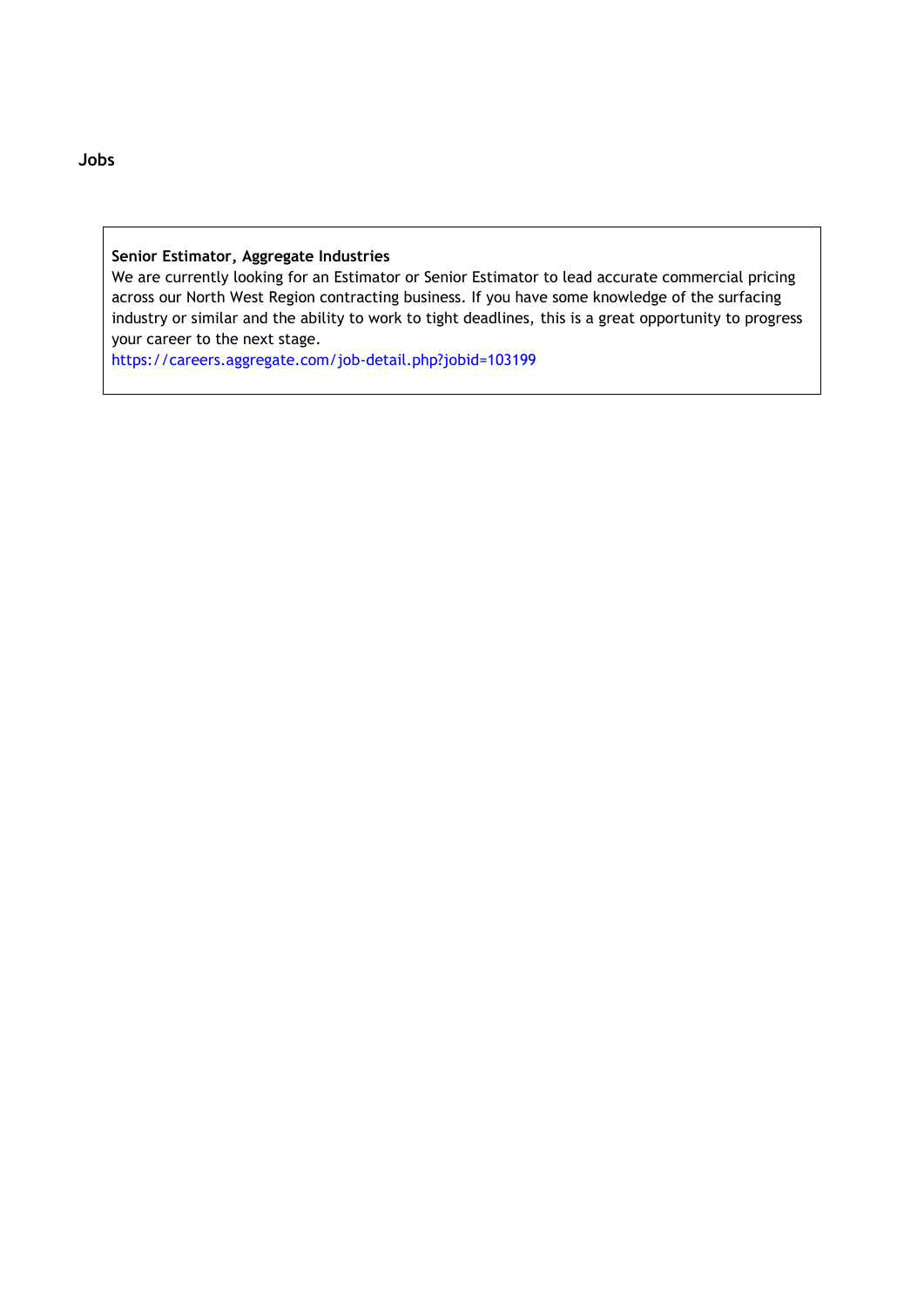## Jobs

**Senior Estimator, Aggregate Industries**

We are currently looking for an Estimator or Senior Estimator to lead accurate commercial pricing across our North West Region contracting business. If you have some knowledge of the surfacing industry or similar and the ability to work to tight deadlines, this is a great opportunity to progress your career to the next stage.

https://careers.aggregate.com/job-detail.php?jobid=103199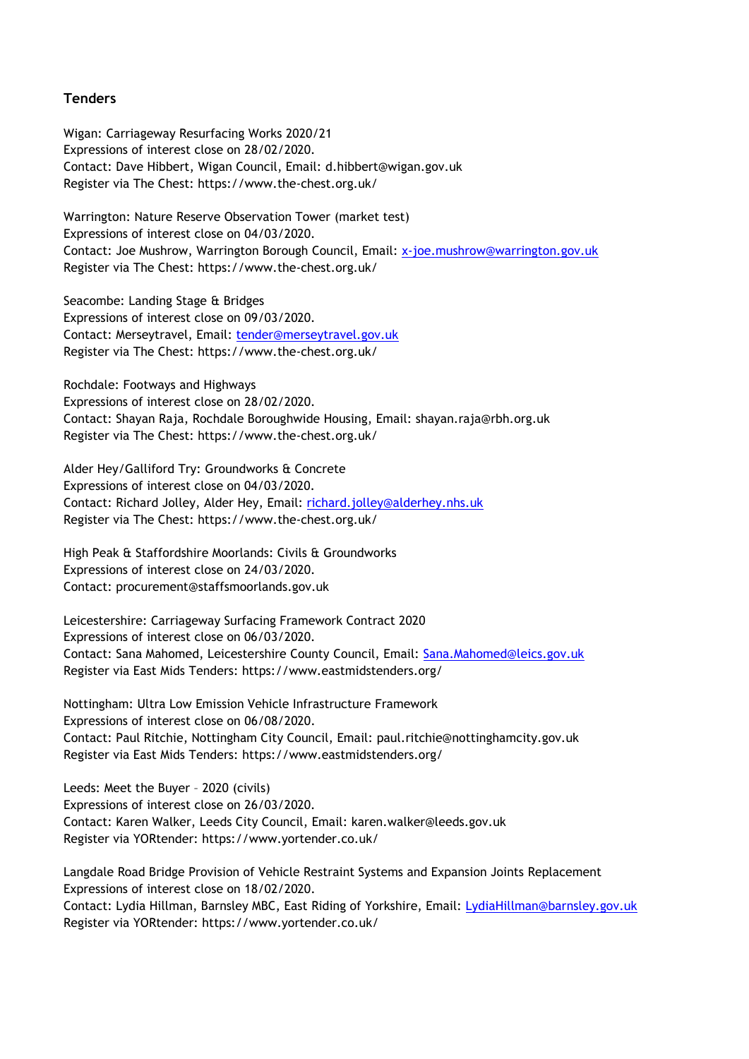## Tenders

Wigan: Carriageway Resurfacing Works 2020/21
Expressions of interest close on 28/02/2020.
Contact: Dave Hibbert, Wigan Council, Email: d.hibbert@wigan.gov.uk
Register via The Chest: https://www.the-chest.org.uk/

Warrington: Nature Reserve Observation Tower (market test)
Expressions of interest close on 04/03/2020.
Contact: Joe Mushrow, Warrington Borough Council, Email: x-joe.mushrow@warrington.gov.uk
Register via The Chest: https://www.the-chest.org.uk/

Seacombe: Landing Stage & Bridges
Expressions of interest close on 09/03/2020.
Contact: Merseytravel, Email: tender@merseytravel.gov.uk
Register via The Chest: https://www.the-chest.org.uk/

Rochdale: Footways and Highways
Expressions of interest close on 28/02/2020.
Contact: Shayan Raja, Rochdale Boroughwide Housing, Email: shayan.raja@rbh.org.uk
Register via The Chest: https://www.the-chest.org.uk/

Alder Hey/Galliford Try: Groundworks & Concrete
Expressions of interest close on 04/03/2020.
Contact: Richard Jolley, Alder Hey, Email: richard.jolley@alderhey.nhs.uk
Register via The Chest: https://www.the-chest.org.uk/

High Peak & Staffordshire Moorlands: Civils & Groundworks
Expressions of interest close on 24/03/2020.
Contact: procurement@staffsmoorlands.gov.uk

Leicestershire: Carriageway Surfacing Framework Contract 2020
Expressions of interest close on 06/03/2020.
Contact: Sana Mahomed, Leicestershire County Council, Email: Sana.Mahomed@leics.gov.uk
Register via East Mids Tenders: https://www.eastmidstenders.org/

Nottingham: Ultra Low Emission Vehicle Infrastructure Framework
Expressions of interest close on 06/08/2020.
Contact: Paul Ritchie, Nottingham City Council, Email: paul.ritchie@nottinghamcity.gov.uk
Register via East Mids Tenders: https://www.eastmidstenders.org/

Leeds: Meet the Buyer – 2020 (civils)
Expressions of interest close on 26/03/2020.
Contact: Karen Walker, Leeds City Council, Email: karen.walker@leeds.gov.uk
Register via YORtender: https://www.yortender.co.uk/

Langdale Road Bridge Provision of Vehicle Restraint Systems and Expansion Joints Replacement
Expressions of interest close on 18/02/2020.
Contact: Lydia Hillman, Barnsley MBC, East Riding of Yorkshire, Email: LydiaHillman@barnsley.gov.uk
Register via YORtender: https://www.yortender.co.uk/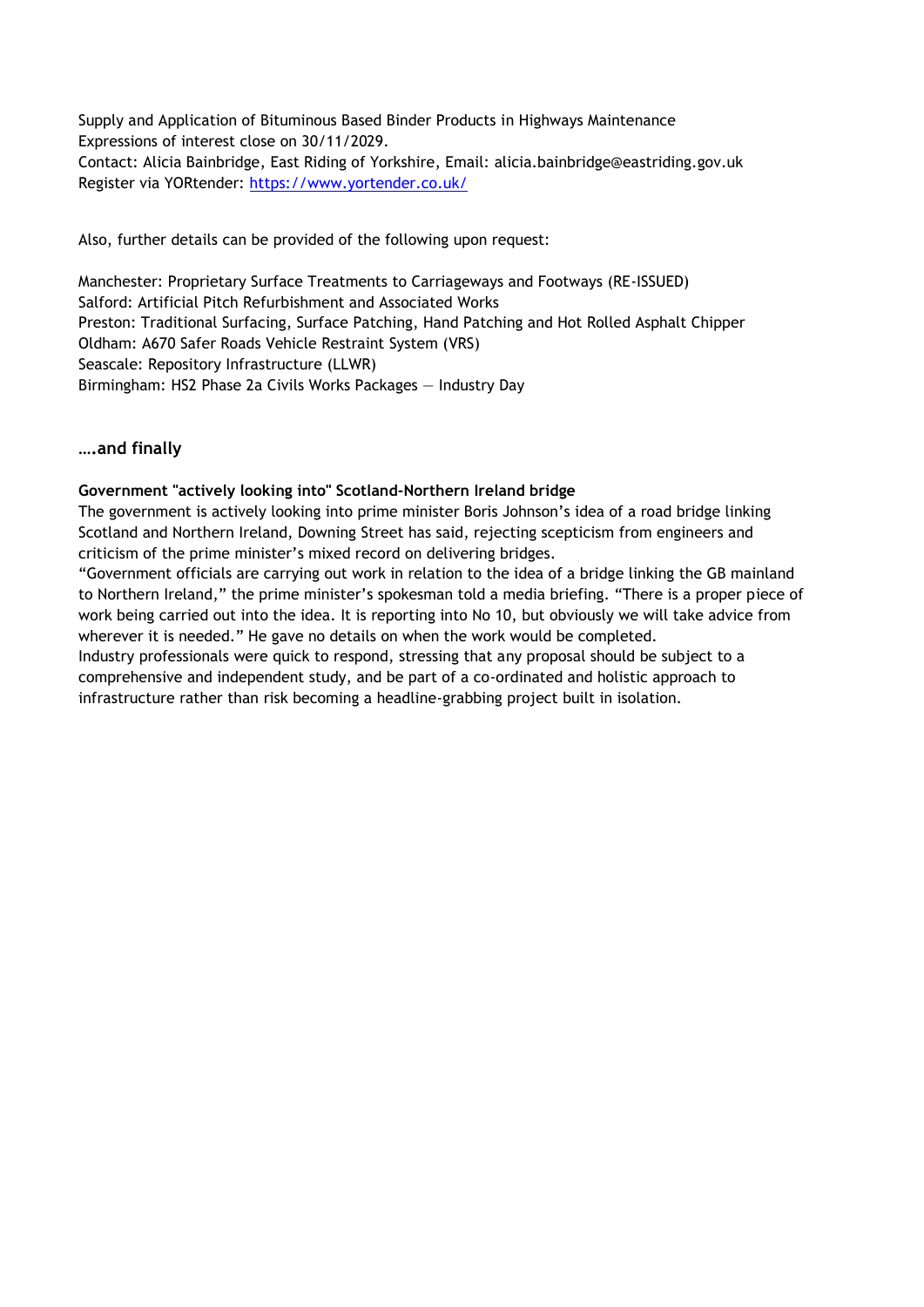Supply and Application of Bituminous Based Binder Products in Highways Maintenance
Expressions of interest close on 30/11/2029.
Contact: Alicia Bainbridge, East Riding of Yorkshire, Email: alicia.bainbridge@eastriding.gov.uk
Register via YORtender: https://www.yortender.co.uk/

Also, further details can be provided of the following upon request:

Manchester: Proprietary Surface Treatments to Carriageways and Footways (RE-ISSUED)
Salford: Artificial Pitch Refurbishment and Associated Works
Preston: Traditional Surfacing, Surface Patching, Hand Patching and Hot Rolled Asphalt Chipper
Oldham: A670 Safer Roads Vehicle Restraint System (VRS)
Seascale: Repository Infrastructure (LLWR)
Birmingham: HS2 Phase 2a Civils Works Packages — Industry Day

## ….and finally

**Government "actively looking into" Scotland-Northern Ireland bridge**

The government is actively looking into prime minister Boris Johnson's idea of a road bridge linking Scotland and Northern Ireland, Downing Street has said, rejecting scepticism from engineers and criticism of the prime minister's mixed record on delivering bridges.

"Government officials are carrying out work in relation to the idea of a bridge linking the GB mainland to Northern Ireland," the prime minister's spokesman told a media briefing. "There is a proper piece of work being carried out into the idea. It is reporting into No 10, but obviously we will take advice from wherever it is needed." He gave no details on when the work would be completed.

Industry professionals were quick to respond, stressing that any proposal should be subject to a comprehensive and independent study, and be part of a co-ordinated and holistic approach to infrastructure rather than risk becoming a headline-grabbing project built in isolation.